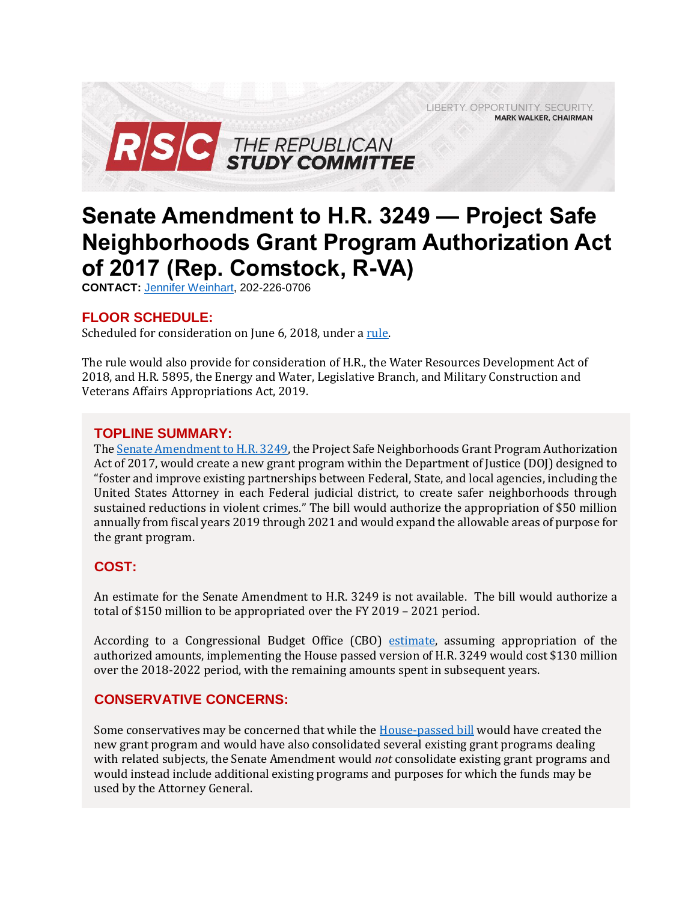LIBERTY. OPPORTUNITY. SECURITY.
MARK WALKER, CHAIRMAN

RSC THE REPUBLICAN STUDY COMMITTEE

# Senate Amendment to H.R. 3249 — Project Safe Neighborhoods Grant Program Authorization Act of 2017 (Rep. Comstock, R-VA)

**CONTACT:** Jennifer Weinhart, 202-226-0706

## FLOOR SCHEDULE:

Scheduled for consideration on June 6, 2018, under a rule.

The rule would also provide for consideration of H.R., the Water Resources Development Act of 2018, and H.R. 5895, the Energy and Water, Legislative Branch, and Military Construction and Veterans Affairs Appropriations Act, 2019.

## TOPLINE SUMMARY:

The Senate Amendment to H.R. 3249, the Project Safe Neighborhoods Grant Program Authorization Act of 2017, would create a new grant program within the Department of Justice (DOJ) designed to "foster and improve existing partnerships between Federal, State, and local agencies, including the United States Attorney in each Federal judicial district, to create safer neighborhoods through sustained reductions in violent crimes." The bill would authorize the appropriation of $50 million annually from fiscal years 2019 through 2021 and would expand the allowable areas of purpose for the grant program.

## COST:

An estimate for the Senate Amendment to H.R. 3249 is not available. The bill would authorize a total of $150 million to be appropriated over the FY 2019 – 2021 period.

According to a Congressional Budget Office (CBO) estimate, assuming appropriation of the authorized amounts, implementing the House passed version of H.R. 3249 would cost $130 million over the 2018-2022 period, with the remaining amounts spent in subsequent years.

## CONSERVATIVE CONCERNS:

Some conservatives may be concerned that while the House-passed bill would have created the new grant program and would have also consolidated several existing grant programs dealing with related subjects, the Senate Amendment would *not* consolidate existing grant programs and would instead include additional existing programs and purposes for which the funds may be used by the Attorney General.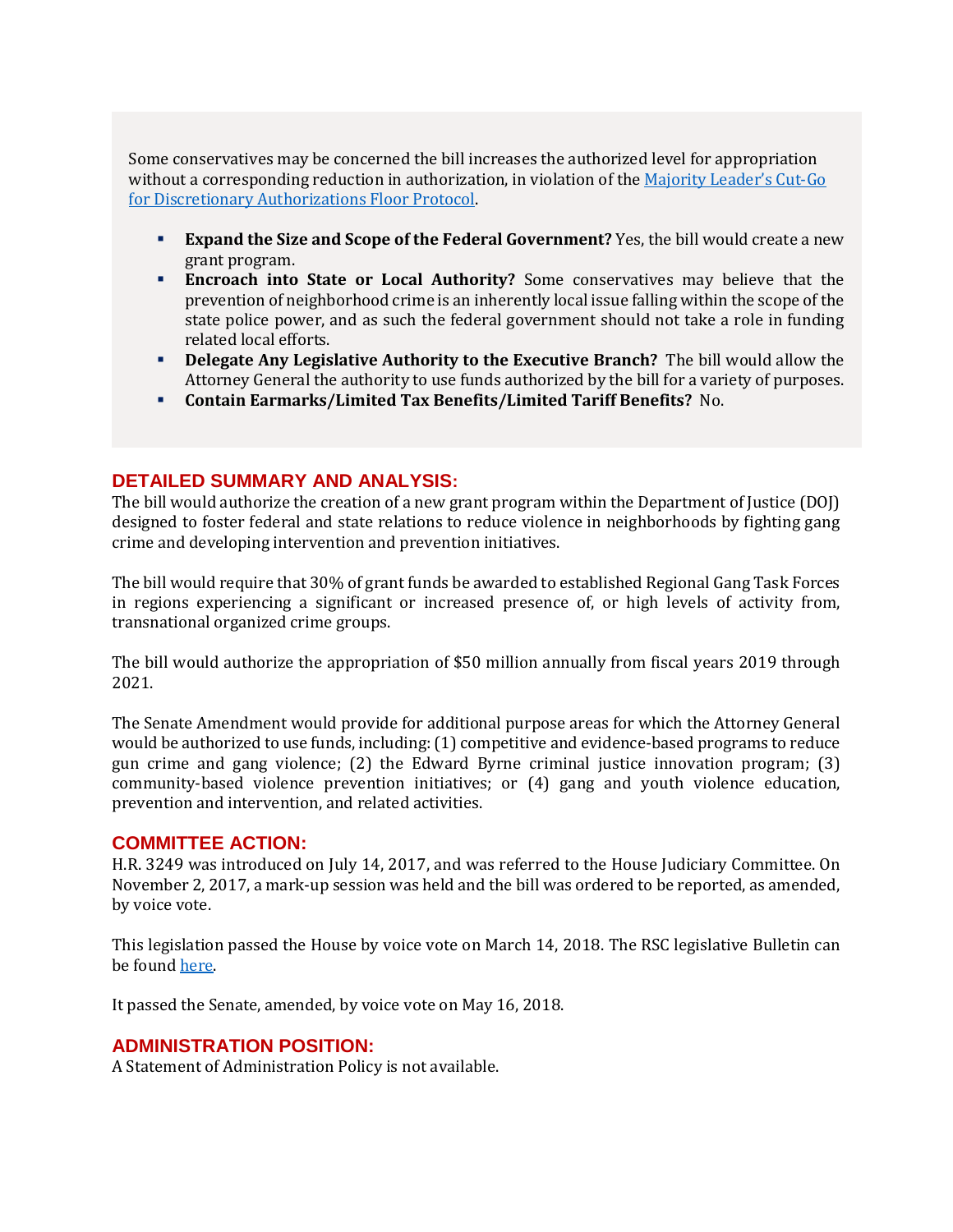Some conservatives may be concerned the bill increases the authorized level for appropriation without a corresponding reduction in authorization, in violation of the [Majority Leader's Cut-Go for Discretionary Authorizations Floor Protocol].

- **Expand the Size and Scope of the Federal Government?** Yes, the bill would create a new grant program.
- **Encroach into State or Local Authority?** Some conservatives may believe that the prevention of neighborhood crime is an inherently local issue falling within the scope of the state police power, and as such the federal government should not take a role in funding related local efforts.
- **Delegate Any Legislative Authority to the Executive Branch?** The bill would allow the Attorney General the authority to use funds authorized by the bill for a variety of purposes.
- **Contain Earmarks/Limited Tax Benefits/Limited Tariff Benefits?** No.

## DETAILED SUMMARY AND ANALYSIS:

The bill would authorize the creation of a new grant program within the Department of Justice (DOJ) designed to foster federal and state relations to reduce violence in neighborhoods by fighting gang crime and developing intervention and prevention initiatives.

The bill would require that 30% of grant funds be awarded to established Regional Gang Task Forces in regions experiencing a significant or increased presence of, or high levels of activity from, transnational organized crime groups.

The bill would authorize the appropriation of $50 million annually from fiscal years 2019 through 2021.

The Senate Amendment would provide for additional purpose areas for which the Attorney General would be authorized to use funds, including: (1) competitive and evidence-based programs to reduce gun crime and gang violence; (2) the Edward Byrne criminal justice innovation program; (3) community-based violence prevention initiatives; or (4) gang and youth violence education, prevention and intervention, and related activities.

## COMMITTEE ACTION:

H.R. 3249 was introduced on July 14, 2017, and was referred to the House Judiciary Committee. On November 2, 2017, a mark-up session was held and the bill was ordered to be reported, as amended, by voice vote.

This legislation passed the House by voice vote on March 14, 2018. The RSC legislative Bulletin can be found [here].

It passed the Senate, amended, by voice vote on May 16, 2018.

## ADMINISTRATION POSITION:

A Statement of Administration Policy is not available.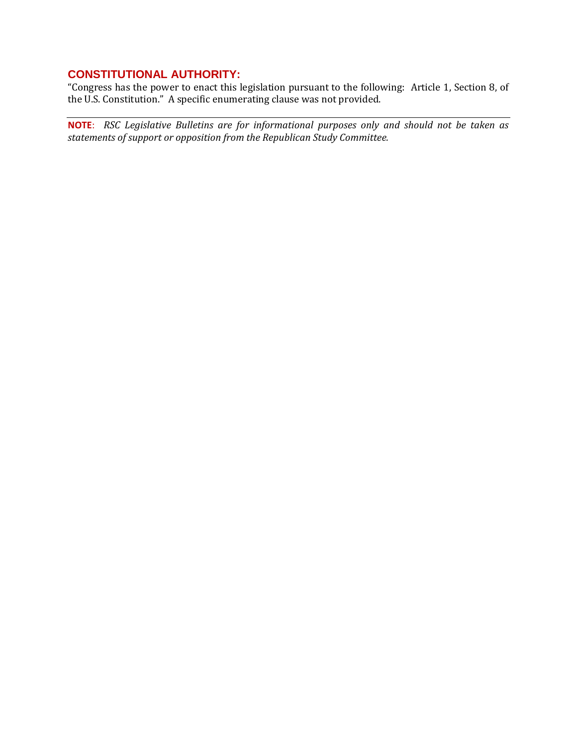## CONSTITUTIONAL AUTHORITY:

"Congress has the power to enact this legislation pursuant to the following: Article 1, Section 8, of the U.S. Constitution." A specific enumerating clause was not provided.

---

**NOTE**: *RSC Legislative Bulletins are for informational purposes only and should not be taken as statements of support or opposition from the Republican Study Committee.*